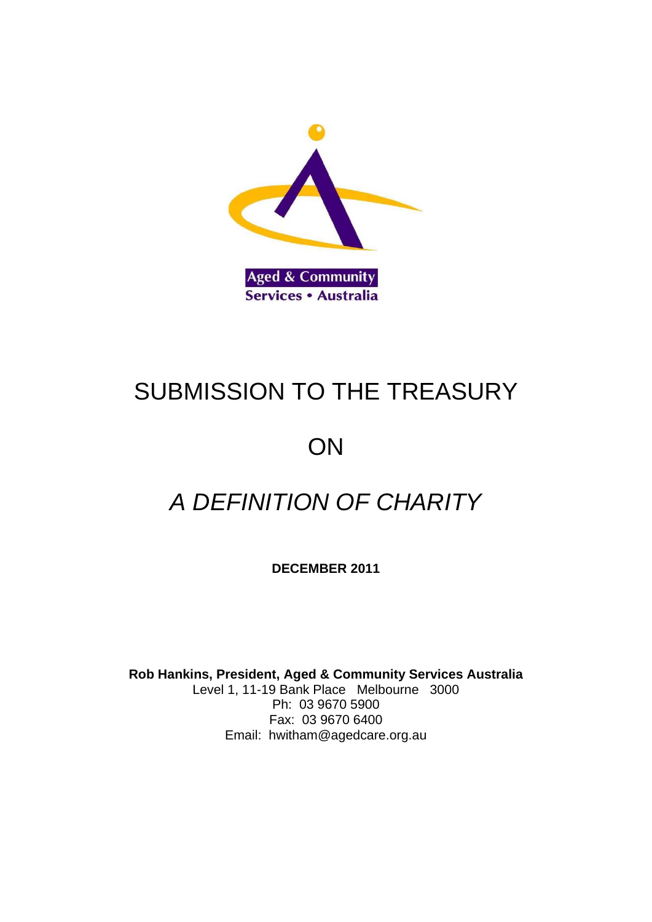Aged & Community Services • Australia

# SUBMISSION TO THE TREASURY

# ON

# *A DEFINITION OF CHARITY*

**DECEMBER 2011**

**Rob Hankins, President, Aged & Community Services Australia**
Level 1, 11-19 Bank Place Melbourne 3000
Ph: 03 9670 5900
Fax: 03 9670 6400
Email: hwitham@agedcare.org.au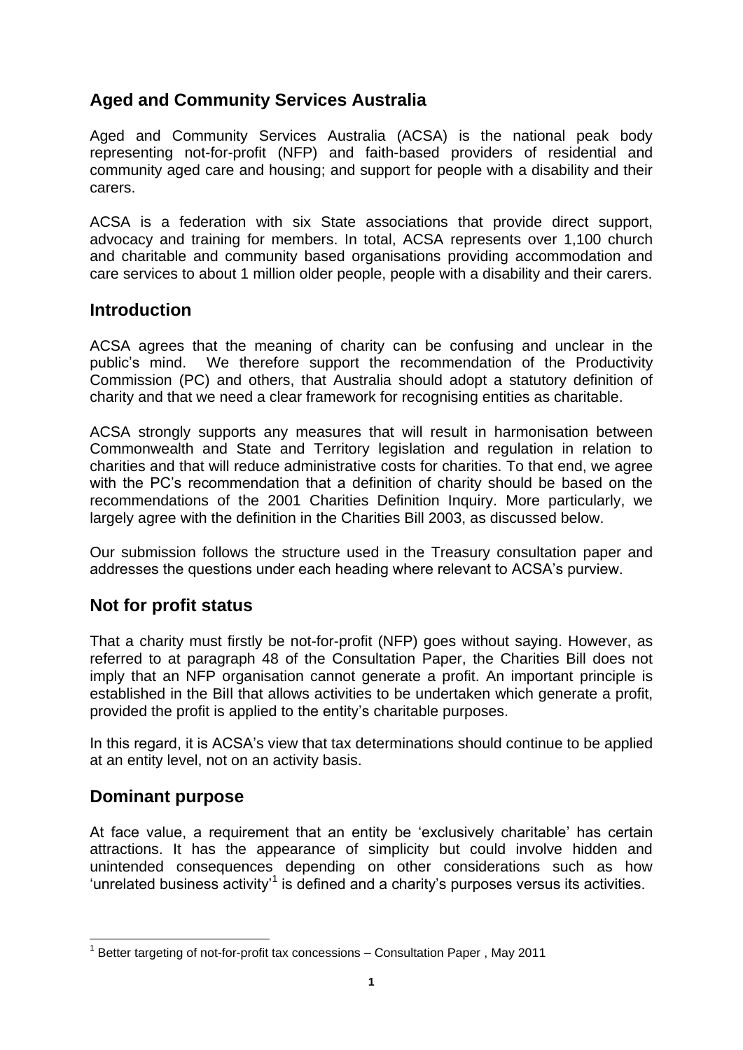## Aged and Community Services Australia

Aged and Community Services Australia (ACSA) is the national peak body representing not-for-profit (NFP) and faith-based providers of residential and community aged care and housing; and support for people with a disability and their carers.

ACSA is a federation with six State associations that provide direct support, advocacy and training for members. In total, ACSA represents over 1,100 church and charitable and community based organisations providing accommodation and care services to about 1 million older people, people with a disability and their carers.

## Introduction

ACSA agrees that the meaning of charity can be confusing and unclear in the public's mind. We therefore support the recommendation of the Productivity Commission (PC) and others, that Australia should adopt a statutory definition of charity and that we need a clear framework for recognising entities as charitable.

ACSA strongly supports any measures that will result in harmonisation between Commonwealth and State and Territory legislation and regulation in relation to charities and that will reduce administrative costs for charities. To that end, we agree with the PC's recommendation that a definition of charity should be based on the recommendations of the 2001 Charities Definition Inquiry. More particularly, we largely agree with the definition in the Charities Bill 2003, as discussed below.

Our submission follows the structure used in the Treasury consultation paper and addresses the questions under each heading where relevant to ACSA's purview.

## Not for profit status

That a charity must firstly be not-for-profit (NFP) goes without saying. However, as referred to at paragraph 48 of the Consultation Paper, the Charities Bill does not imply that an NFP organisation cannot generate a profit. An important principle is established in the Bill that allows activities to be undertaken which generate a profit, provided the profit is applied to the entity's charitable purposes.

In this regard, it is ACSA's view that tax determinations should continue to be applied at an entity level, not on an activity basis.

## Dominant purpose

At face value, a requirement that an entity be 'exclusively charitable' has certain attractions. It has the appearance of simplicity but could involve hidden and unintended consequences depending on other considerations such as how 'unrelated business activity'[1] is defined and a charity's purposes versus its activities.

[1] Better targeting of not-for-profit tax concessions – Consultation Paper , May 2011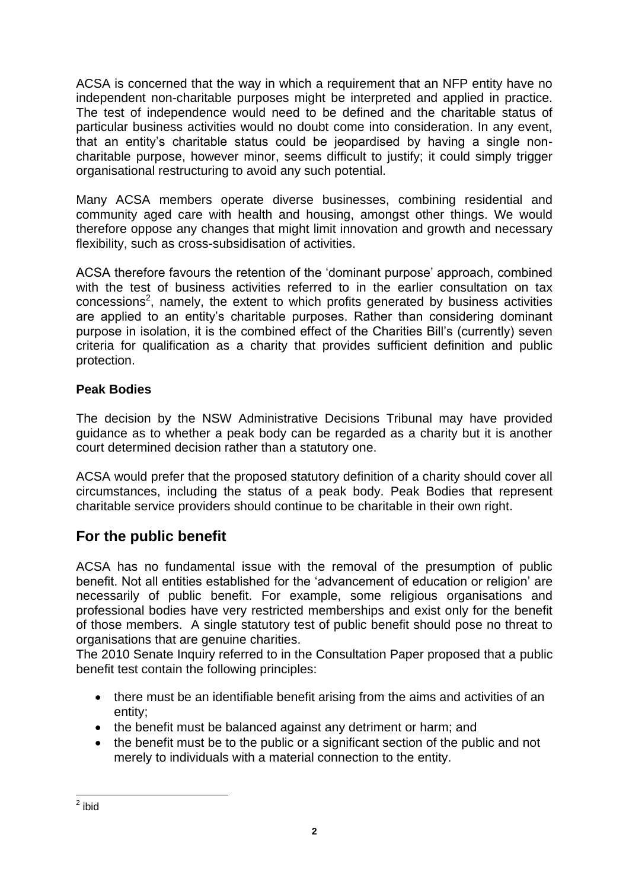ACSA is concerned that the way in which a requirement that an NFP entity have no independent non-charitable purposes might be interpreted and applied in practice. The test of independence would need to be defined and the charitable status of particular business activities would no doubt come into consideration. In any event, that an entity's charitable status could be jeopardised by having a single non-charitable purpose, however minor, seems difficult to justify; it could simply trigger organisational restructuring to avoid any such potential.

Many ACSA members operate diverse businesses, combining residential and community aged care with health and housing, amongst other things. We would therefore oppose any changes that might limit innovation and growth and necessary flexibility, such as cross-subsidisation of activities.

ACSA therefore favours the retention of the 'dominant purpose' approach, combined with the test of business activities referred to in the earlier consultation on tax concessions[2], namely, the extent to which profits generated by business activities are applied to an entity's charitable purposes. Rather than considering dominant purpose in isolation, it is the combined effect of the Charities Bill's (currently) seven criteria for qualification as a charity that provides sufficient definition and public protection.

**Peak Bodies**

The decision by the NSW Administrative Decisions Tribunal may have provided guidance as to whether a peak body can be regarded as a charity but it is another court determined decision rather than a statutory one.

ACSA would prefer that the proposed statutory definition of a charity should cover all circumstances, including the status of a peak body. Peak Bodies that represent charitable service providers should continue to be charitable in their own right.

## For the public benefit

ACSA has no fundamental issue with the removal of the presumption of public benefit. Not all entities established for the 'advancement of education or religion' are necessarily of public benefit. For example, some religious organisations and professional bodies have very restricted memberships and exist only for the benefit of those members. A single statutory test of public benefit should pose no threat to organisations that are genuine charities.

The 2010 Senate Inquiry referred to in the Consultation Paper proposed that a public benefit test contain the following principles:

- there must be an identifiable benefit arising from the aims and activities of an entity;
- the benefit must be balanced against any detriment or harm; and
- the benefit must be to the public or a significant section of the public and not merely to individuals with a material connection to the entity.

[2] ibid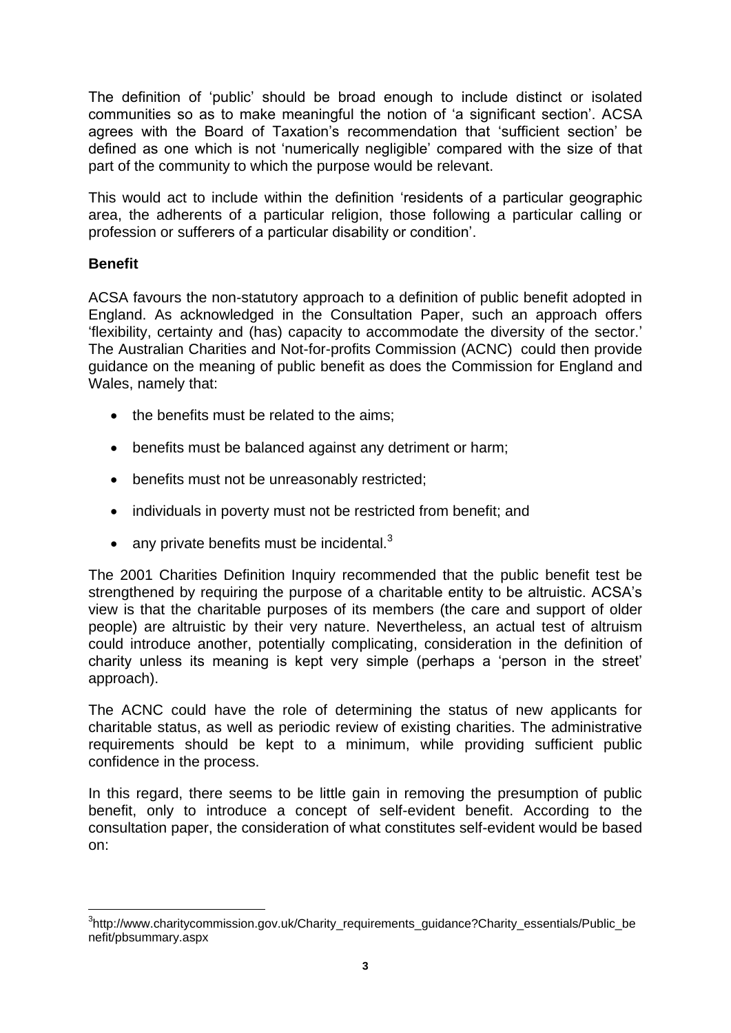The definition of 'public' should be broad enough to include distinct or isolated communities so as to make meaningful the notion of 'a significant section'. ACSA agrees with the Board of Taxation's recommendation that 'sufficient section' be defined as one which is not 'numerically negligible' compared with the size of that part of the community to which the purpose would be relevant.

This would act to include within the definition 'residents of a particular geographic area, the adherents of a particular religion, those following a particular calling or profession or sufferers of a particular disability or condition'.

**Benefit**

ACSA favours the non-statutory approach to a definition of public benefit adopted in England. As acknowledged in the Consultation Paper, such an approach offers 'flexibility, certainty and (has) capacity to accommodate the diversity of the sector.' The Australian Charities and Not-for-profits Commission (ACNC) could then provide guidance on the meaning of public benefit as does the Commission for England and Wales, namely that:

- the benefits must be related to the aims;
- benefits must be balanced against any detriment or harm;
- benefits must not be unreasonably restricted;
- individuals in poverty must not be restricted from benefit; and
- any private benefits must be incidental.[3]

The 2001 Charities Definition Inquiry recommended that the public benefit test be strengthened by requiring the purpose of a charitable entity to be altruistic. ACSA's view is that the charitable purposes of its members (the care and support of older people) are altruistic by their very nature. Nevertheless, an actual test of altruism could introduce another, potentially complicating, consideration in the definition of charity unless its meaning is kept very simple (perhaps a 'person in the street' approach).

The ACNC could have the role of determining the status of new applicants for charitable status, as well as periodic review of existing charities. The administrative requirements should be kept to a minimum, while providing sufficient public confidence in the process.

In this regard, there seems to be little gain in removing the presumption of public benefit, only to introduce a concept of self-evident benefit. According to the consultation paper, the consideration of what constitutes self-evident would be based on:

[3] http://www.charitycommission.gov.uk/Charity_requirements_guidance?Charity_essentials/Public_benefit/pbsummary.aspx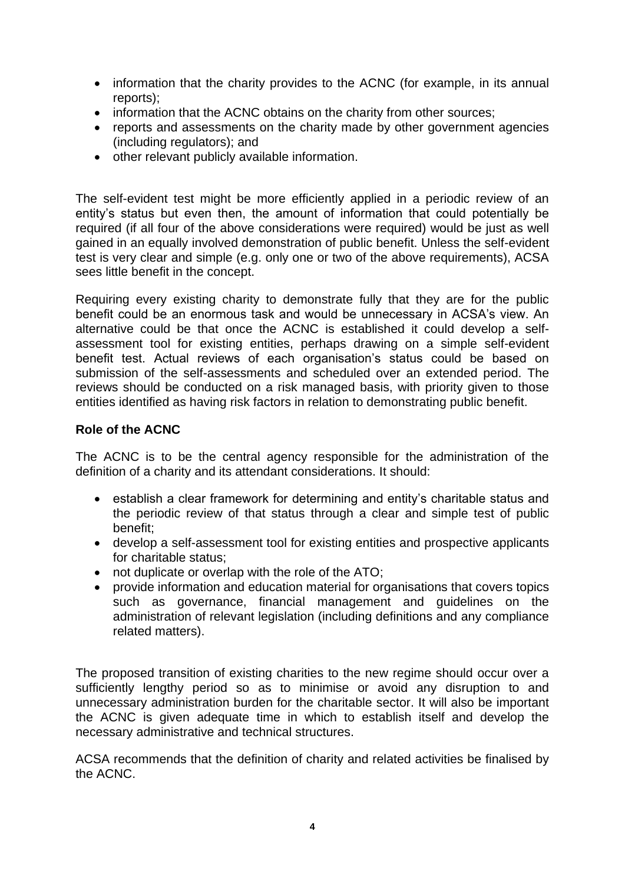- information that the charity provides to the ACNC (for example, in its annual reports);
- information that the ACNC obtains on the charity from other sources;
- reports and assessments on the charity made by other government agencies (including regulators); and
- other relevant publicly available information.

The self-evident test might be more efficiently applied in a periodic review of an entity's status but even then, the amount of information that could potentially be required (if all four of the above considerations were required) would be just as well gained in an equally involved demonstration of public benefit. Unless the self-evident test is very clear and simple (e.g. only one or two of the above requirements), ACSA sees little benefit in the concept.

Requiring every existing charity to demonstrate fully that they are for the public benefit could be an enormous task and would be unnecessary in ACSA's view. An alternative could be that once the ACNC is established it could develop a self-assessment tool for existing entities, perhaps drawing on a simple self-evident benefit test. Actual reviews of each organisation's status could be based on submission of the self-assessments and scheduled over an extended period. The reviews should be conducted on a risk managed basis, with priority given to those entities identified as having risk factors in relation to demonstrating public benefit.

**Role of the ACNC**

The ACNC is to be the central agency responsible for the administration of the definition of a charity and its attendant considerations. It should:

- establish a clear framework for determining and entity's charitable status and the periodic review of that status through a clear and simple test of public benefit;
- develop a self-assessment tool for existing entities and prospective applicants for charitable status;
- not duplicate or overlap with the role of the ATO;
- provide information and education material for organisations that covers topics such as governance, financial management and guidelines on the administration of relevant legislation (including definitions and any compliance related matters).

The proposed transition of existing charities to the new regime should occur over a sufficiently lengthy period so as to minimise or avoid any disruption to and unnecessary administration burden for the charitable sector. It will also be important the ACNC is given adequate time in which to establish itself and develop the necessary administrative and technical structures.

ACSA recommends that the definition of charity and related activities be finalised by the ACNC.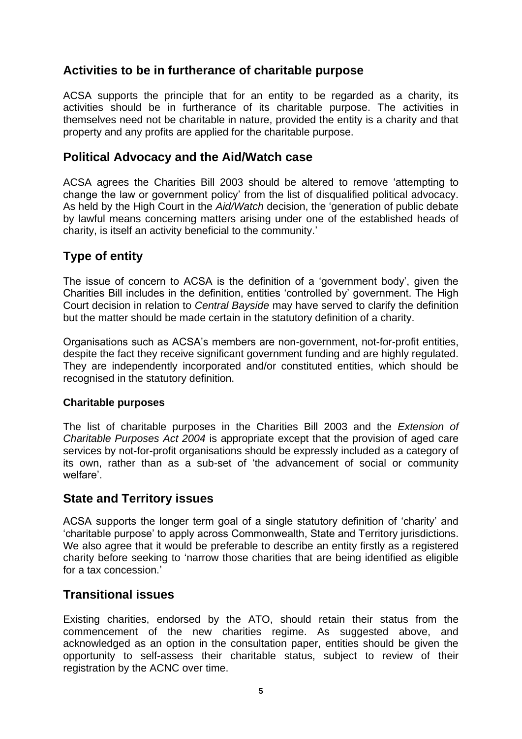## Activities to be in furtherance of charitable purpose

ACSA supports the principle that for an entity to be regarded as a charity, its activities should be in furtherance of its charitable purpose. The activities in themselves need not be charitable in nature, provided the entity is a charity and that property and any profits are applied for the charitable purpose.

## Political Advocacy and the Aid/Watch case

ACSA agrees the Charities Bill 2003 should be altered to remove 'attempting to change the law or government policy' from the list of disqualified political advocacy. As held by the High Court in the *Aid/Watch* decision, the 'generation of public debate by lawful means concerning matters arising under one of the established heads of charity, is itself an activity beneficial to the community.'

## Type of entity

The issue of concern to ACSA is the definition of a 'government body', given the Charities Bill includes in the definition, entities 'controlled by' government. The High Court decision in relation to *Central Bayside* may have served to clarify the definition but the matter should be made certain in the statutory definition of a charity.

Organisations such as ACSA's members are non-government, not-for-profit entities, despite the fact they receive significant government funding and are highly regulated. They are independently incorporated and/or constituted entities, which should be recognised in the statutory definition.

### Charitable purposes

The list of charitable purposes in the Charities Bill 2003 and the *Extension of Charitable Purposes Act 2004* is appropriate except that the provision of aged care services by not-for-profit organisations should be expressly included as a category of its own, rather than as a sub-set of 'the advancement of social or community welfare'.

## State and Territory issues

ACSA supports the longer term goal of a single statutory definition of 'charity' and 'charitable purpose' to apply across Commonwealth, State and Territory jurisdictions. We also agree that it would be preferable to describe an entity firstly as a registered charity before seeking to 'narrow those charities that are being identified as eligible for a tax concession.'

## Transitional issues

Existing charities, endorsed by the ATO, should retain their status from the commencement of the new charities regime. As suggested above, and acknowledged as an option in the consultation paper, entities should be given the opportunity to self-assess their charitable status, subject to review of their registration by the ACNC over time.